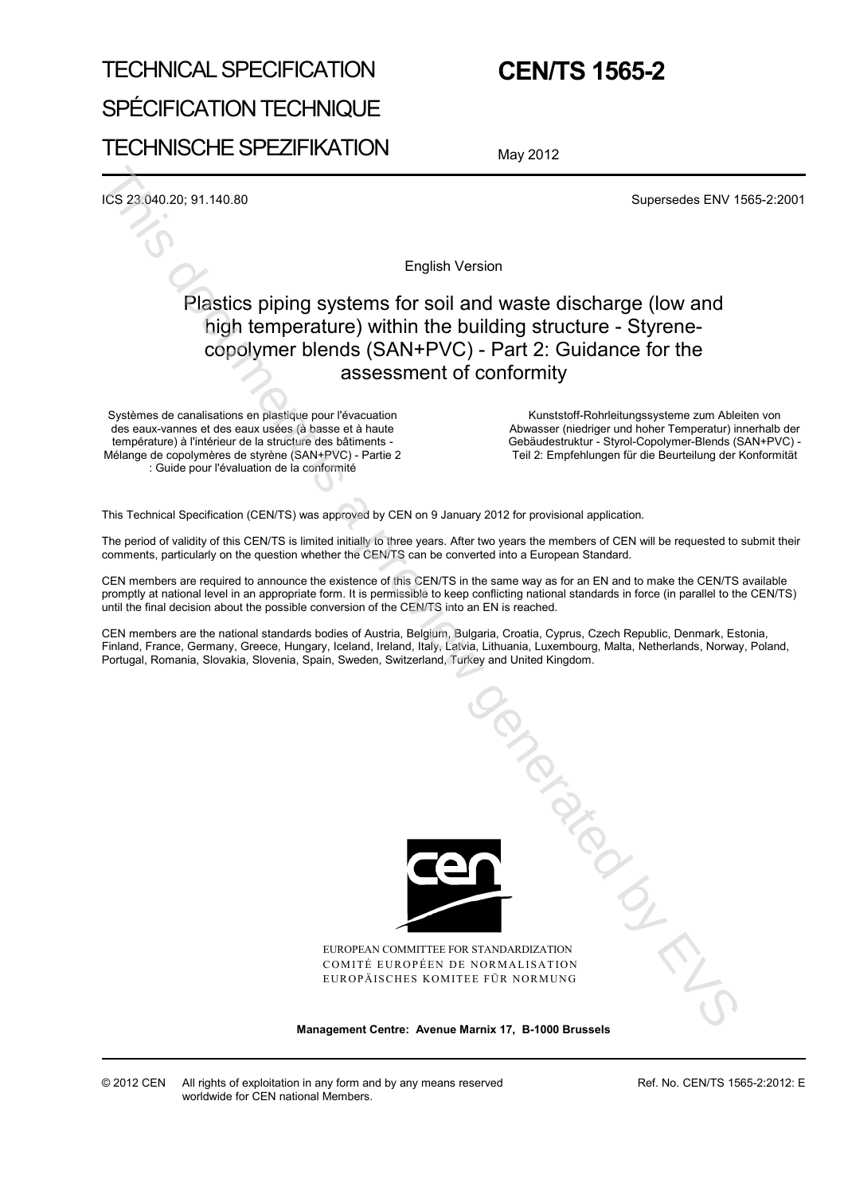TECHNICAL SPECIFICATION

SPÉCIFICATION TECHNIQUE

TECHNISCHE SPEZIFIKATION

# CEN/TS 1565-2

May 2012

ICS 23.040.20; 91.140.80

Supersedes ENV 1565-2:2001

English Version

## Plastics piping systems for soil and waste discharge (low and high temperature) within the building structure - Styrene-copolymer blends (SAN+PVC) - Part 2: Guidance for the assessment of conformity

Systèmes de canalisations en plastique pour l'évacuation des eaux-vannes et des eaux usées (à basse et à haute température) à l'intérieur de la structure des bâtiments - Mélange de copolymères de styrène (SAN+PVC) - Partie 2 : Guide pour l'évaluation de la conformité

Kunststoff-Rohrleitungssysteme zum Ableiten von Abwasser (niedriger und hoher Temperatur) innerhalb der Gebäudestruktur - Styrol-Copolymer-Blends (SAN+PVC) - Teil 2: Empfehlungen für die Beurteilung der Konformität

This Technical Specification (CEN/TS) was approved by CEN on 9 January 2012 for provisional application.

The period of validity of this CEN/TS is limited initially to three years. After two years the members of CEN will be requested to submit their comments, particularly on the question whether the CEN/TS can be converted into a European Standard.

CEN members are required to announce the existence of this CEN/TS in the same way as for an EN and to make the CEN/TS available promptly at national level in an appropriate form. It is permissible to keep conflicting national standards in force (in parallel to the CEN/TS) until the final decision about the possible conversion of the CEN/TS into an EN is reached.

CEN members are the national standards bodies of Austria, Belgium, Bulgaria, Croatia, Cyprus, Czech Republic, Denmark, Estonia, Finland, France, Germany, Greece, Hungary, Iceland, Ireland, Italy, Latvia, Lithuania, Luxembourg, Malta, Netherlands, Norway, Poland, Portugal, Romania, Slovakia, Slovenia, Spain, Sweden, Switzerland, Turkey and United Kingdom.

EUROPEAN COMMITTEE FOR STANDARDIZATION
COMITÉ EUROPÉEN DE NORMALISATION
EUROPÄISCHES KOMITEE FÜR NORMUNG

**Management Centre: Avenue Marnix 17, B-1000 Brussels**

© 2012 CEN All rights of exploitation in any form and by any means reserved worldwide for CEN national Members.

Ref. No. CEN/TS 1565-2:2012: E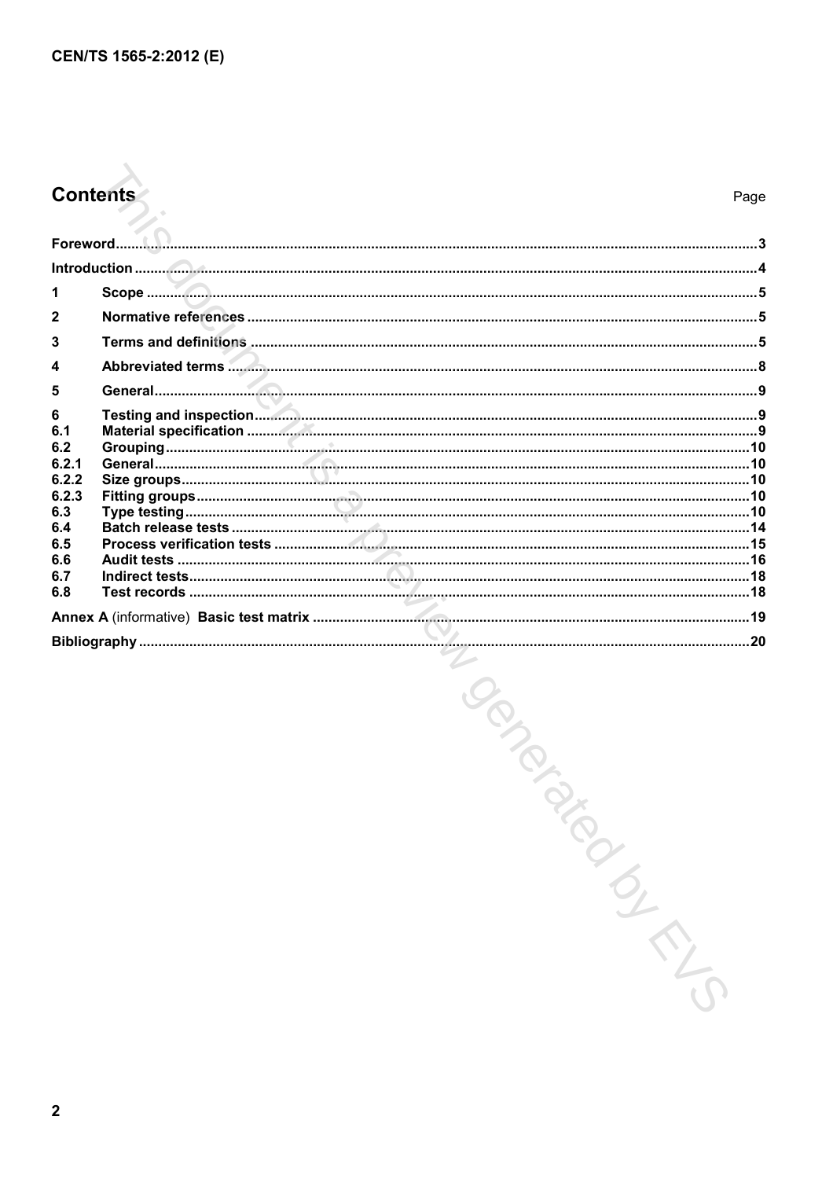# Contents

Page

Foreword....................................................................................................................................................3

Introduction...............................................................................................................................................4

1 Scope ......................................................................................................................................................5

2 Normative references ..........................................................................................................................5

3 Terms and definitions ..........................................................................................................................5

4 Abbreviated terms ................................................................................................................................8

5 General...................................................................................................................................................9

6 Testing and inspection.........................................................................................................................9
6.1 Material specification ..........................................................................................................................9
6.2 Grouping..............................................................................................................................................10
6.2.1 General.............................................................................................................................................10
6.2.2 Size groups.......................................................................................................................................10
6.2.3 Fitting groups....................................................................................................................................10
6.3 Type testing.........................................................................................................................................10
6.4 Batch release tests.............................................................................................................................14
6.5 Process verification tests ..................................................................................................................15
6.6 Audit tests ...........................................................................................................................................16
6.7 Indirect tests........................................................................................................................................18
6.8 Test records .........................................................................................................................................18

Annex A (informative) Basic test matrix ................................................................................................19

Bibliography ..............................................................................................................................................20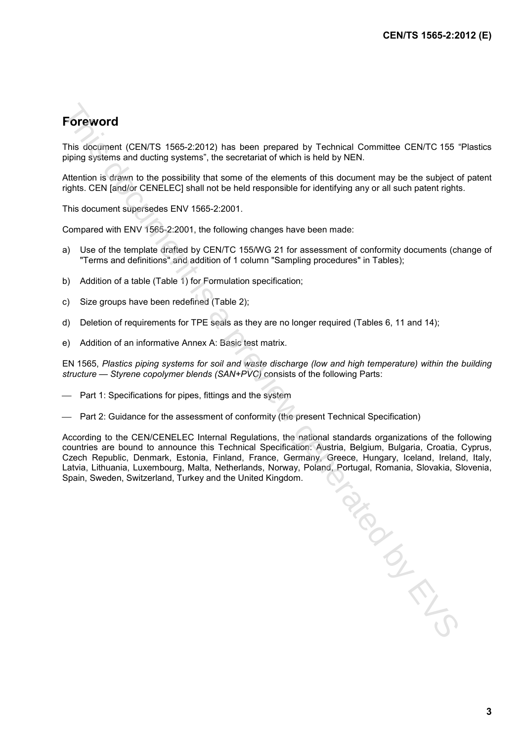# Foreword

This document (CEN/TS 1565-2:2012) has been prepared by Technical Committee CEN/TC 155 "Plastics piping systems and ducting systems", the secretariat of which is held by NEN.

Attention is drawn to the possibility that some of the elements of this document may be the subject of patent rights. CEN [and/or CENELEC] shall not be held responsible for identifying any or all such patent rights.

This document supersedes ENV 1565-2:2001.

Compared with ENV 1565-2:2001, the following changes have been made:

a) Use of the template drafted by CEN/TC 155/WG 21 for assessment of conformity documents (change of "Terms and definitions" and addition of 1 column "Sampling procedures" in Tables);

b) Addition of a table (Table 1) for Formulation specification;

c) Size groups have been redefined (Table 2);

d) Deletion of requirements for TPE seals as they are no longer required (Tables 6, 11 and 14);

e) Addition of an informative Annex A: Basic test matrix.

EN 1565, *Plastics piping systems for soil and waste discharge (low and high temperature) within the building structure — Styrene copolymer blends (SAN+PVC)* consists of the following Parts:

- Part 1: Specifications for pipes, fittings and the system
- Part 2: Guidance for the assessment of conformity (the present Technical Specification)

According to the CEN/CENELEC Internal Regulations, the national standards organizations of the following countries are bound to announce this Technical Specification: Austria, Belgium, Bulgaria, Croatia, Cyprus, Czech Republic, Denmark, Estonia, Finland, France, Germany, Greece, Hungary, Iceland, Ireland, Italy, Latvia, Lithuania, Luxembourg, Malta, Netherlands, Norway, Poland, Portugal, Romania, Slovakia, Slovenia, Spain, Sweden, Switzerland, Turkey and the United Kingdom.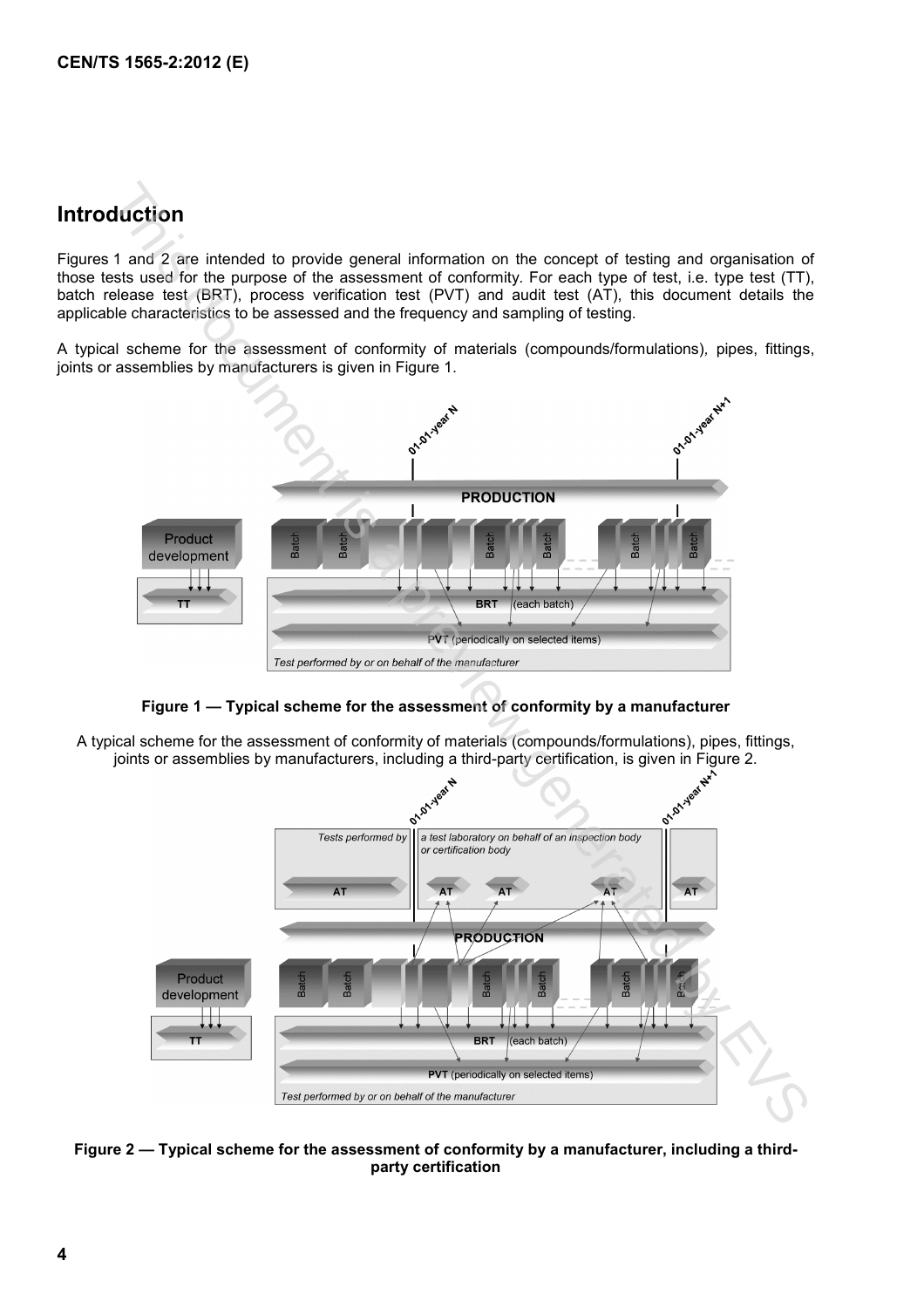## Introduction

Figures 1 and 2 are intended to provide general information on the concept of testing and organisation of those tests used for the purpose of the assessment of conformity. For each type of test, i.e. type test (TT), batch release test (BRT), process verification test (PVT) and audit test (AT), this document details the applicable characteristics to be assessed and the frequency and sampling of testing.

A typical scheme for the assessment of conformity of materials (compounds/formulations), pipes, fittings, joints or assemblies by manufacturers is given in Figure 1.

**Figure 1 — Typical scheme for the assessment of conformity by a manufacturer**

A typical scheme for the assessment of conformity of materials (compounds/formulations), pipes, fittings, joints or assemblies by manufacturers, including a third-party certification, is given in Figure 2.

**Figure 2 — Typical scheme for the assessment of conformity by a manufacturer, including a third-party certification**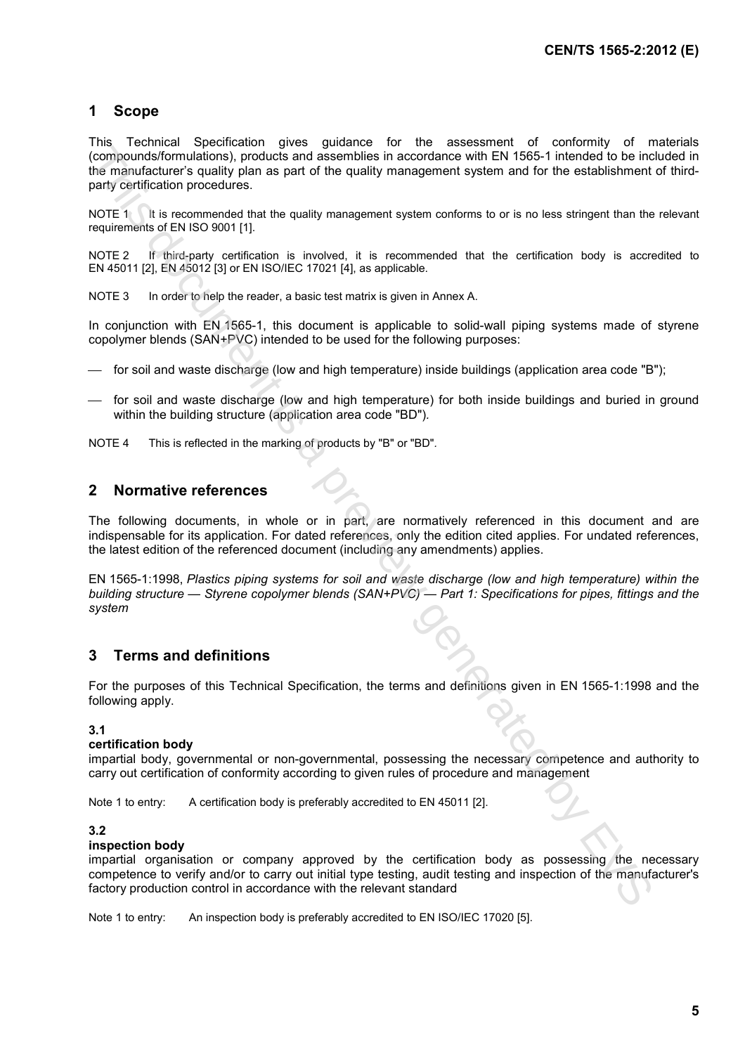## 1 Scope

This Technical Specification gives guidance for the assessment of conformity of materials (compounds/formulations), products and assemblies in accordance with EN 1565-1 intended to be included in the manufacturer's quality plan as part of the quality management system and for the establishment of third-party certification procedures.

NOTE 1 It is recommended that the quality management system conforms to or is no less stringent than the relevant requirements of EN ISO 9001 [1].

NOTE 2 If third-party certification is involved, it is recommended that the certification body is accredited to EN 45011 [2], EN 45012 [3] or EN ISO/IEC 17021 [4], as applicable.

NOTE 3 In order to help the reader, a basic test matrix is given in Annex A.

In conjunction with EN 1565-1, this document is applicable to solid-wall piping systems made of styrene copolymer blends (SAN+PVC) intended to be used for the following purposes:

— for soil and waste discharge (low and high temperature) inside buildings (application area code "B");

— for soil and waste discharge (low and high temperature) for both inside buildings and buried in ground within the building structure (application area code "BD").

NOTE 4 This is reflected in the marking of products by "B" or "BD".

## 2 Normative references

The following documents, in whole or in part, are normatively referenced in this document and are indispensable for its application. For dated references, only the edition cited applies. For undated references, the latest edition of the referenced document (including any amendments) applies.

EN 1565-1:1998, *Plastics piping systems for soil and waste discharge (low and high temperature) within the building structure — Styrene copolymer blends (SAN+PVC) — Part 1: Specifications for pipes, fittings and the system*

## 3 Terms and definitions

For the purposes of this Technical Specification, the terms and definitions given in EN 1565-1:1998 and the following apply.

**3.1**
**certification body**
impartial body, governmental or non-governmental, possessing the necessary competence and authority to carry out certification of conformity according to given rules of procedure and management

Note 1 to entry: A certification body is preferably accredited to EN 45011 [2].

**3.2**
**inspection body**
impartial organisation or company approved by the certification body as possessing the necessary competence to verify and/or to carry out initial type testing, audit testing and inspection of the manufacturer's factory production control in accordance with the relevant standard

Note 1 to entry: An inspection body is preferably accredited to EN ISO/IEC 17020 [5].